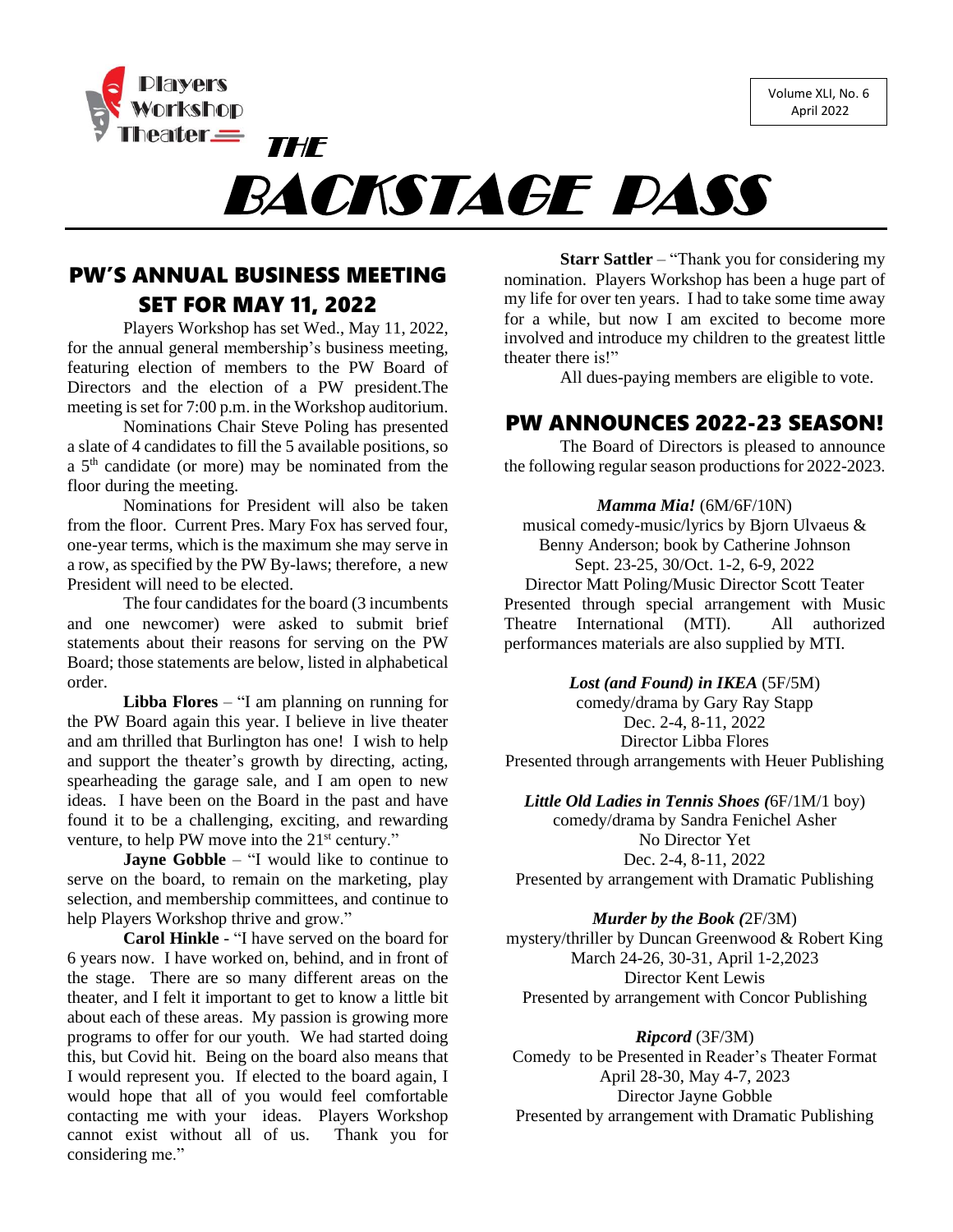# THE BACKSTAGE PASS

Players Workshop Theater

Volume XLI, No. 6
April 2022

## PW'S ANNUAL BUSINESS MEETING SET FOR MAY 11, 2022

Players Workshop has set Wed., May 11, 2022, for the annual general membership's business meeting, featuring election of members to the PW Board of Directors and the election of a PW president.The meeting is set for 7:00 p.m. in the Workshop auditorium.

Nominations Chair Steve Poling has presented a slate of 4 candidates to fill the 5 available positions, so a 5th candidate (or more) may be nominated from the floor during the meeting.

Nominations for President will also be taken from the floor. Current Pres. Mary Fox has served four, one-year terms, which is the maximum she may serve in a row, as specified by the PW By-laws; therefore, a new President will need to be elected.

The four candidates for the board (3 incumbents and one newcomer) were asked to submit brief statements about their reasons for serving on the PW Board; those statements are below, listed in alphabetical order.

**Libba Flores** – "I am planning on running for the PW Board again this year. I believe in live theater and am thrilled that Burlington has one! I wish to help and support the theater's growth by directing, acting, spearheading the garage sale, and I am open to new ideas. I have been on the Board in the past and have found it to be a challenging, exciting, and rewarding venture, to help PW move into the 21st century."

**Jayne Gobble** – "I would like to continue to serve on the board, to remain on the marketing, play selection, and membership committees, and continue to help Players Workshop thrive and grow."

**Carol Hinkle** - "I have served on the board for 6 years now. I have worked on, behind, and in front of the stage. There are so many different areas on the theater, and I felt it important to get to know a little bit about each of these areas. My passion is growing more programs to offer for our youth. We had started doing this, but Covid hit. Being on the board also means that I would represent you. If elected to the board again, I would hope that all of you would feel comfortable contacting me with your ideas. Players Workshop cannot exist without all of us. Thank you for considering me."

**Starr Sattler** – "Thank you for considering my nomination. Players Workshop has been a huge part of my life for over ten years. I had to take some time away for a while, but now I am excited to become more involved and introduce my children to the greatest little theater there is!"

All dues-paying members are eligible to vote.

## PW ANNOUNCES 2022-23 SEASON!

The Board of Directors is pleased to announce the following regular season productions for 2022-2023.

***Mamma Mia!*** (6M/6F/10N)
musical comedy-music/lyrics by Bjorn Ulvaeus & Benny Anderson; book by Catherine Johnson
Sept. 23-25, 30/Oct. 1-2, 6-9, 2022
Director Matt Poling/Music Director Scott Teater
Presented through special arrangement with Music Theatre International (MTI). All authorized performances materials are also supplied by MTI.

***Lost (and Found) in IKEA*** (5F/5M)
comedy/drama by Gary Ray Stapp
Dec. 2-4, 8-11, 2022
Director Libba Flores
Presented through arrangements with Heuer Publishing

***Little Old Ladies in Tennis Shoes (***6F/1M/1 boy)
comedy/drama by Sandra Fenichel Asher
No Director Yet
Dec. 2-4, 8-11, 2022
Presented by arrangement with Dramatic Publishing

***Murder by the Book (***2F/3M)
mystery/thriller by Duncan Greenwood & Robert King
March 24-26, 30-31, April 1-2,2023
Director Kent Lewis
Presented by arrangement with Concor Publishing

***Ripcord*** (3F/3M)
Comedy to be Presented in Reader's Theater Format
April 28-30, May 4-7, 2023
Director Jayne Gobble
Presented by arrangement with Dramatic Publishing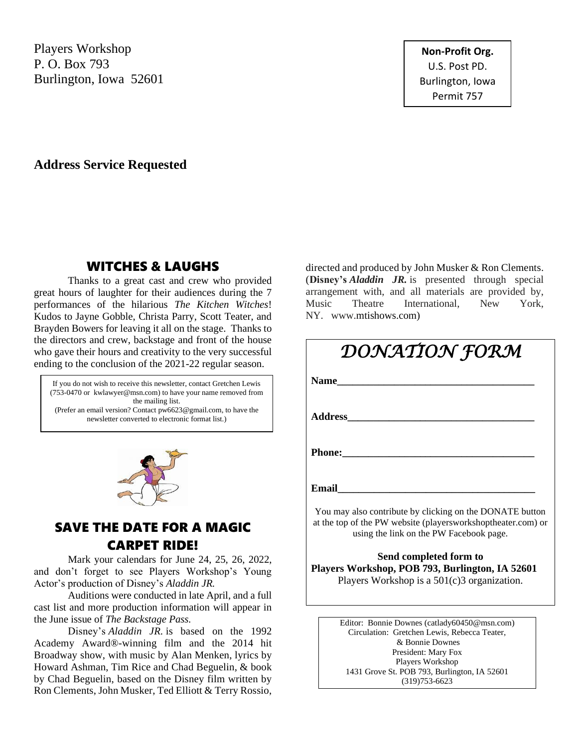Players Workshop
P. O. Box 793
Burlington, Iowa 52601

**Non-Profit Org.**
U.S. Post PD.
Burlington, Iowa
Permit 757

**Address Service Requested**

## WITCHES & LAUGHS

Thanks to a great cast and crew who provided great hours of laughter for their audiences during the 7 performances of the hilarious *The Kitchen Witches*! Kudos to Jayne Gobble, Christa Parry, Scott Teater, and Brayden Bowers for leaving it all on the stage. Thanks to the directors and crew, backstage and front of the house who gave their hours and creativity to the very successful ending to the conclusion of the 2021-22 regular season.

If you do not wish to receive this newsletter, contact Gretchen Lewis (753-0470 or kwlawyer@msn.com) to have your name removed from the mailing list.
(Prefer an email version? Contact pw6623@gmail.com, to have the newsletter converted to electronic format list.)

## SAVE THE DATE FOR A MAGIC CARPET RIDE!

Mark your calendars for June 24, 25, 26, 2022, and don't forget to see Players Workshop's Young Actor's production of Disney's *Aladdin JR.*

Auditions were conducted in late April, and a full cast list and more production information will appear in the June issue of *The Backstage Pass.*

Disney's *Aladdin JR.* is based on the 1992 Academy Award®-winning film and the 2014 hit Broadway show, with music by Alan Menken, lyrics by Howard Ashman, Tim Rice and Chad Beguelin, & book by Chad Beguelin, based on the Disney film written by Ron Clements, John Musker, Ted Elliott & Terry Rossio, directed and produced by John Musker & Ron Clements. (**Disney's *Aladdin JR.*** is presented through special arrangement with, and all materials are provided by, Music Theatre International, New York, NY. www.mtishows.com)

## *DONATION FORM*

**Name**\_\_\_\_\_\_\_\_\_\_\_\_\_\_\_\_\_\_\_\_\_\_\_\_\_\_\_\_\_\_\_\_\_\_\_\_\_\_

**Address**\_\_\_\_\_\_\_\_\_\_\_\_\_\_\_\_\_\_\_\_\_\_\_\_\_\_\_\_\_\_\_\_\_\_\_\_

**Phone:**\_\_\_\_\_\_\_\_\_\_\_\_\_\_\_\_\_\_\_\_\_\_\_\_\_\_\_\_\_\_\_\_\_\_\_\_\_

**Email**\_\_\_\_\_\_\_\_\_\_\_\_\_\_\_\_\_\_\_\_\_\_\_\_\_\_\_\_\_\_\_\_\_\_\_\_\_\_

You may also contribute by clicking on the DONATE button at the top of the PW website (playersworkshoptheater.com) or using the link on the PW Facebook page.

**Send completed form to**
**Players Workshop, POB 793, Burlington, IA 52601**
Players Workshop is a 501(c)3 organization.

Editor: Bonnie Downes (catlady60450@msn.com)
Circulation: Gretchen Lewis, Rebecca Teater, & Bonnie Downes
President: Mary Fox
Players Workshop
1431 Grove St. POB 793, Burlington, IA 52601
(319)753-6623